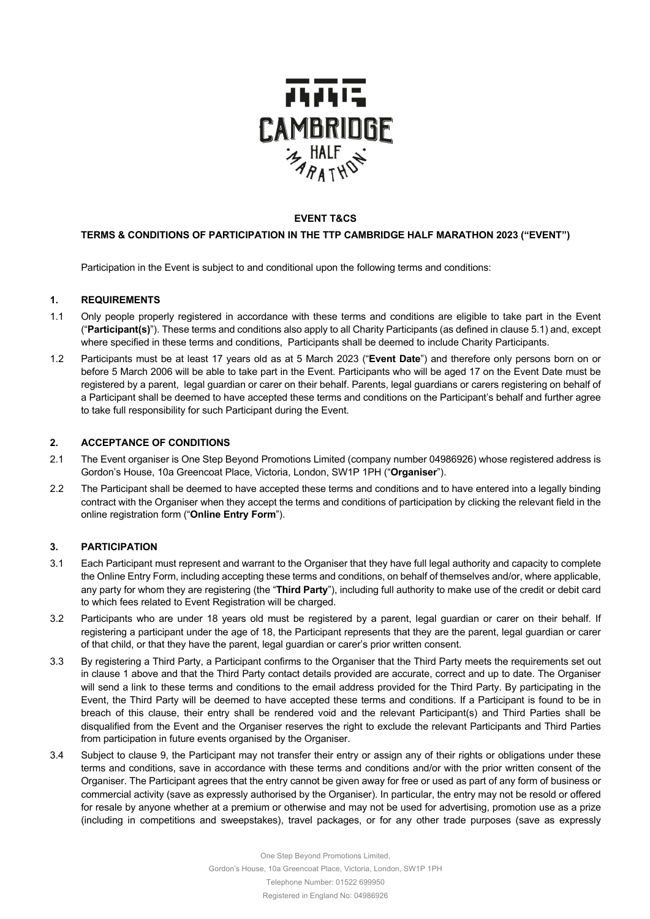**EVENT T&CS**

**TERMS & CONDITIONS OF PARTICIPATION IN THE TTP CAMBRIDGE HALF MARATHON 2023 ("EVENT")**

Participation in the Event is subject to and conditional upon the following terms and conditions:

## 1. REQUIREMENTS

1.1 Only people properly registered in accordance with these terms and conditions are eligible to take part in the Event ("**Participant(s)**"). These terms and conditions also apply to all Charity Participants (as defined in clause 5.1) and, except where specified in these terms and conditions, Participants shall be deemed to include Charity Participants.

1.2 Participants must be at least 17 years old as at 5 March 2023 ("**Event Date**") and therefore only persons born on or before 5 March 2006 will be able to take part in the Event. Participants who will be aged 17 on the Event Date must be registered by a parent, legal guardian or carer on their behalf. Parents, legal guardians or carers registering on behalf of a Participant shall be deemed to have accepted these terms and conditions on the Participant's behalf and further agree to take full responsibility for such Participant during the Event.

## 2. ACCEPTANCE OF CONDITIONS

2.1 The Event organiser is One Step Beyond Promotions Limited (company number 04986926) whose registered address is Gordon's House, 10a Greencoat Place, Victoria, London, SW1P 1PH ("**Organiser**").

2.2 The Participant shall be deemed to have accepted these terms and conditions and to have entered into a legally binding contract with the Organiser when they accept the terms and conditions of participation by clicking the relevant field in the online registration form ("**Online Entry Form**").

## 3. PARTICIPATION

3.1 Each Participant must represent and warrant to the Organiser that they have full legal authority and capacity to complete the Online Entry Form, including accepting these terms and conditions, on behalf of themselves and/or, where applicable, any party for whom they are registering (the "**Third Party**"), including full authority to make use of the credit or debit card to which fees related to Event Registration will be charged.

3.2 Participants who are under 18 years old must be registered by a parent, legal guardian or carer on their behalf. If registering a participant under the age of 18, the Participant represents that they are the parent, legal guardian or carer of that child, or that they have the parent, legal guardian or carer's prior written consent.

3.3 By registering a Third Party, a Participant confirms to the Organiser that the Third Party meets the requirements set out in clause 1 above and that the Third Party contact details provided are accurate, correct and up to date. The Organiser will send a link to these terms and conditions to the email address provided for the Third Party. By participating in the Event, the Third Party will be deemed to have accepted these terms and conditions. If a Participant is found to be in breach of this clause, their entry shall be rendered void and the relevant Participant(s) and Third Parties shall be disqualified from the Event and the Organiser reserves the right to exclude the relevant Participants and Third Parties from participation in future events organised by the Organiser.

3.4 Subject to clause 9, the Participant may not transfer their entry or assign any of their rights or obligations under these terms and conditions, save in accordance with these terms and conditions and/or with the prior written consent of the Organiser. The Participant agrees that the entry cannot be given away for free or used as part of any form of business or commercial activity (save as expressly authorised by the Organiser). In particular, the entry may not be resold or offered for resale by anyone whether at a premium or otherwise and may not be used for advertising, promotion use as a prize (including in competitions and sweepstakes), travel packages, or for any other trade purposes (save as expressly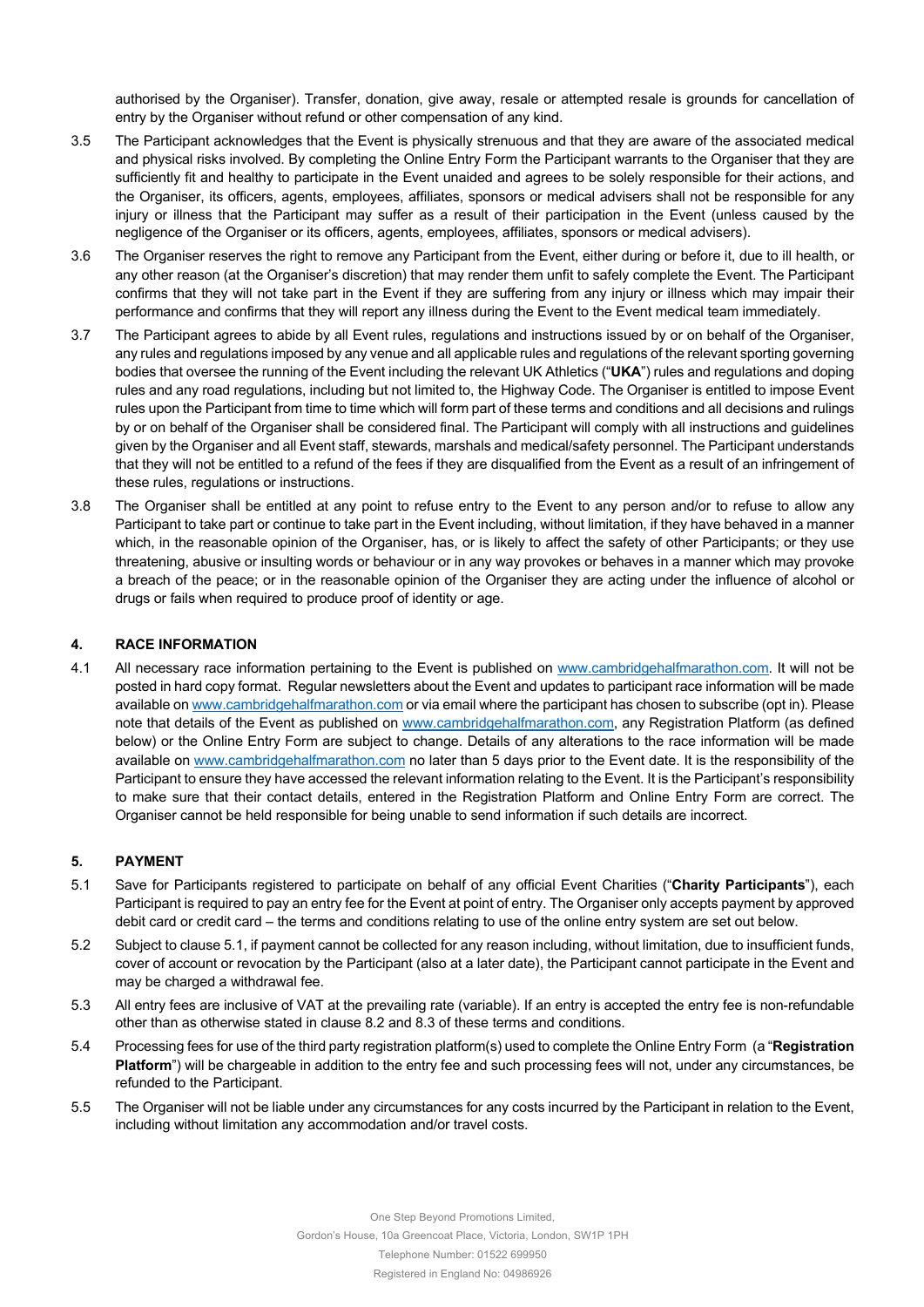authorised by the Organiser). Transfer, donation, give away, resale or attempted resale is grounds for cancellation of entry by the Organiser without refund or other compensation of any kind.

3.5 The Participant acknowledges that the Event is physically strenuous and that they are aware of the associated medical and physical risks involved. By completing the Online Entry Form the Participant warrants to the Organiser that they are sufficiently fit and healthy to participate in the Event unaided and agrees to be solely responsible for their actions, and the Organiser, its officers, agents, employees, affiliates, sponsors or medical advisers shall not be responsible for any injury or illness that the Participant may suffer as a result of their participation in the Event (unless caused by the negligence of the Organiser or its officers, agents, employees, affiliates, sponsors or medical advisers).

3.6 The Organiser reserves the right to remove any Participant from the Event, either during or before it, due to ill health, or any other reason (at the Organiser's discretion) that may render them unfit to safely complete the Event. The Participant confirms that they will not take part in the Event if they are suffering from any injury or illness which may impair their performance and confirms that they will report any illness during the Event to the Event medical team immediately.

3.7 The Participant agrees to abide by all Event rules, regulations and instructions issued by or on behalf of the Organiser, any rules and regulations imposed by any venue and all applicable rules and regulations of the relevant sporting governing bodies that oversee the running of the Event including the relevant UK Athletics ("**UKA**") rules and regulations and doping rules and any road regulations, including but not limited to, the Highway Code. The Organiser is entitled to impose Event rules upon the Participant from time to time which will form part of these terms and conditions and all decisions and rulings by or on behalf of the Organiser shall be considered final. The Participant will comply with all instructions and guidelines given by the Organiser and all Event staff, stewards, marshals and medical/safety personnel. The Participant understands that they will not be entitled to a refund of the fees if they are disqualified from the Event as a result of an infringement of these rules, regulations or instructions.

3.8 The Organiser shall be entitled at any point to refuse entry to the Event to any person and/or to refuse to allow any Participant to take part or continue to take part in the Event including, without limitation, if they have behaved in a manner which, in the reasonable opinion of the Organiser, has, or is likely to affect the safety of other Participants; or they use threatening, abusive or insulting words or behaviour or in any way provokes or behaves in a manner which may provoke a breach of the peace; or in the reasonable opinion of the Organiser they are acting under the influence of alcohol or drugs or fails when required to produce proof of identity or age.

## 4. RACE INFORMATION

4.1 All necessary race information pertaining to the Event is published on www.cambridgehalfmarathon.com. It will not be posted in hard copy format. Regular newsletters about the Event and updates to participant race information will be made available on www.cambridgehalfmarathon.com or via email where the participant has chosen to subscribe (opt in). Please note that details of the Event as published on www.cambridgehalfmarathon.com, any Registration Platform (as defined below) or the Online Entry Form are subject to change. Details of any alterations to the race information will be made available on www.cambridgehalfmarathon.com no later than 5 days prior to the Event date. It is the responsibility of the Participant to ensure they have accessed the relevant information relating to the Event. It is the Participant's responsibility to make sure that their contact details, entered in the Registration Platform and Online Entry Form are correct. The Organiser cannot be held responsible for being unable to send information if such details are incorrect.

## 5. PAYMENT

5.1 Save for Participants registered to participate on behalf of any official Event Charities ("**Charity Participants**"), each Participant is required to pay an entry fee for the Event at point of entry. The Organiser only accepts payment by approved debit card or credit card – the terms and conditions relating to use of the online entry system are set out below.

5.2 Subject to clause 5.1, if payment cannot be collected for any reason including, without limitation, due to insufficient funds, cover of account or revocation by the Participant (also at a later date), the Participant cannot participate in the Event and may be charged a withdrawal fee.

5.3 All entry fees are inclusive of VAT at the prevailing rate (variable). If an entry is accepted the entry fee is non-refundable other than as otherwise stated in clause 8.2 and 8.3 of these terms and conditions.

5.4 Processing fees for use of the third party registration platform(s) used to complete the Online Entry Form (a "**Registration Platform**") will be chargeable in addition to the entry fee and such processing fees will not, under any circumstances, be refunded to the Participant.

5.5 The Organiser will not be liable under any circumstances for any costs incurred by the Participant in relation to the Event, including without limitation any accommodation and/or travel costs.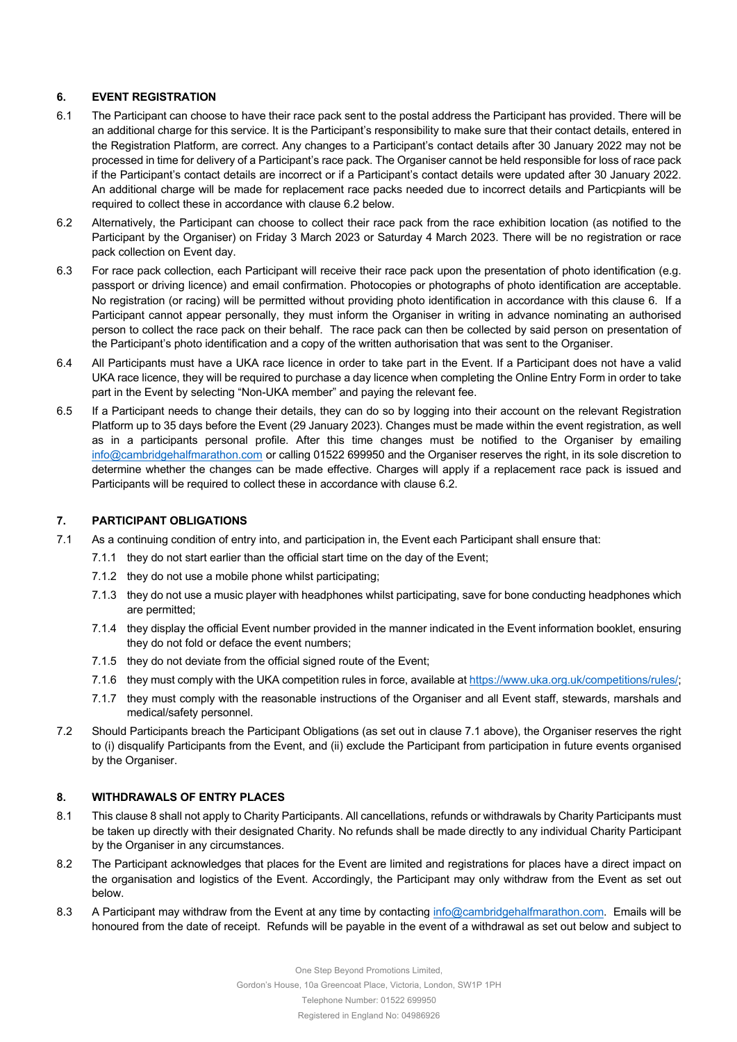## 6. EVENT REGISTRATION

6.1 The Participant can choose to have their race pack sent to the postal address the Participant has provided. There will be an additional charge for this service. It is the Participant's responsibility to make sure that their contact details, entered in the Registration Platform, are correct. Any changes to a Participant's contact details after 30 January 2022 may not be processed in time for delivery of a Participant's race pack. The Organiser cannot be held responsible for loss of race pack if the Participant's contact details are incorrect or if a Participant's contact details were updated after 30 January 2022. An additional charge will be made for replacement race packs needed due to incorrect details and Particpiants will be required to collect these in accordance with clause 6.2 below.

6.2 Alternatively, the Participant can choose to collect their race pack from the race exhibition location (as notified to the Participant by the Organiser) on Friday 3 March 2023 or Saturday 4 March 2023. There will be no registration or race pack collection on Event day.

6.3 For race pack collection, each Participant will receive their race pack upon the presentation of photo identification (e.g. passport or driving licence) and email confirmation. Photocopies or photographs of photo identification are acceptable. No registration (or racing) will be permitted without providing photo identification in accordance with this clause 6. If a Participant cannot appear personally, they must inform the Organiser in writing in advance nominating an authorised person to collect the race pack on their behalf. The race pack can then be collected by said person on presentation of the Participant's photo identification and a copy of the written authorisation that was sent to the Organiser.

6.4 All Participants must have a UKA race licence in order to take part in the Event. If a Participant does not have a valid UKA race licence, they will be required to purchase a day licence when completing the Online Entry Form in order to take part in the Event by selecting "Non-UKA member" and paying the relevant fee.

6.5 If a Participant needs to change their details, they can do so by logging into their account on the relevant Registration Platform up to 35 days before the Event (29 January 2023). Changes must be made within the event registration, as well as in a participants personal profile. After this time changes must be notified to the Organiser by emailing info@cambridgehalfmarathon.com or calling 01522 699950 and the Organiser reserves the right, in its sole discretion to determine whether the changes can be made effective. Charges will apply if a replacement race pack is issued and Participants will be required to collect these in accordance with clause 6.2.

## 7. PARTICIPANT OBLIGATIONS

7.1 As a continuing condition of entry into, and participation in, the Event each Participant shall ensure that:

7.1.1 they do not start earlier than the official start time on the day of the Event;

7.1.2 they do not use a mobile phone whilst participating;

7.1.3 they do not use a music player with headphones whilst participating, save for bone conducting headphones which are permitted;

7.1.4 they display the official Event number provided in the manner indicated in the Event information booklet, ensuring they do not fold or deface the event numbers;

7.1.5 they do not deviate from the official signed route of the Event;

7.1.6 they must comply with the UKA competition rules in force, available at https://www.uka.org.uk/competitions/rules/;

7.1.7 they must comply with the reasonable instructions of the Organiser and all Event staff, stewards, marshals and medical/safety personnel.

7.2 Should Participants breach the Participant Obligations (as set out in clause 7.1 above), the Organiser reserves the right to (i) disqualify Participants from the Event, and (ii) exclude the Participant from participation in future events organised by the Organiser.

## 8. WITHDRAWALS OF ENTRY PLACES

8.1 This clause 8 shall not apply to Charity Participants. All cancellations, refunds or withdrawals by Charity Participants must be taken up directly with their designated Charity. No refunds shall be made directly to any individual Charity Participant by the Organiser in any circumstances.

8.2 The Participant acknowledges that places for the Event are limited and registrations for places have a direct impact on the organisation and logistics of the Event. Accordingly, the Participant may only withdraw from the Event as set out below.

8.3 A Participant may withdraw from the Event at any time by contacting info@cambridgehalfmarathon.com. Emails will be honoured from the date of receipt. Refunds will be payable in the event of a withdrawal as set out below and subject to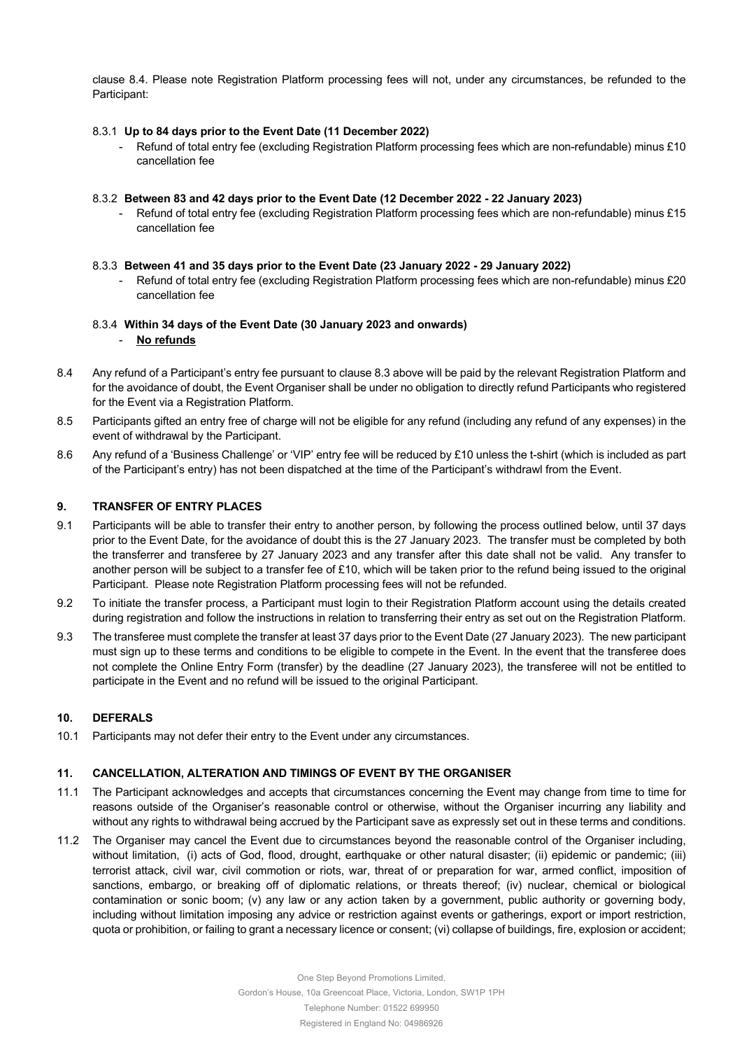clause 8.4. Please note Registration Platform processing fees will not, under any circumstances, be refunded to the Participant:

8.3.1 **Up to 84 days prior to the Event Date (11 December 2022)**

- Refund of total entry fee (excluding Registration Platform processing fees which are non-refundable) minus £10 cancellation fee

8.3.2 **Between 83 and 42 days prior to the Event Date (12 December 2022 - 22 January 2023)**

- Refund of total entry fee (excluding Registration Platform processing fees which are non-refundable) minus £15 cancellation fee

8.3.3 **Between 41 and 35 days prior to the Event Date (23 January 2022 - 29 January 2022)**

- Refund of total entry fee (excluding Registration Platform processing fees which are non-refundable) minus £20 cancellation fee

8.3.4 **Within 34 days of the Event Date (30 January 2023 and onwards)**

- **No refunds**

8.4 Any refund of a Participant's entry fee pursuant to clause 8.3 above will be paid by the relevant Registration Platform and for the avoidance of doubt, the Event Organiser shall be under no obligation to directly refund Participants who registered for the Event via a Registration Platform.

8.5 Participants gifted an entry free of charge will not be eligible for any refund (including any refund of any expenses) in the event of withdrawal by the Participant.

8.6 Any refund of a 'Business Challenge' or 'VIP' entry fee will be reduced by £10 unless the t-shirt (which is included as part of the Participant's entry) has not been dispatched at the time of the Participant's withdrawl from the Event.

## 9. TRANSFER OF ENTRY PLACES

9.1 Participants will be able to transfer their entry to another person, by following the process outlined below, until 37 days prior to the Event Date, for the avoidance of doubt this is the 27 January 2023. The transfer must be completed by both the transferrer and transferee by 27 January 2023 and any transfer after this date shall not be valid. Any transfer to another person will be subject to a transfer fee of £10, which will be taken prior to the refund being issued to the original Participant. Please note Registration Platform processing fees will not be refunded.

9.2 To initiate the transfer process, a Participant must login to their Registration Platform account using the details created during registration and follow the instructions in relation to transferring their entry as set out on the Registration Platform.

9.3 The transferee must complete the transfer at least 37 days prior to the Event Date (27 January 2023). The new participant must sign up to these terms and conditions to be eligible to compete in the Event. In the event that the transferee does not complete the Online Entry Form (transfer) by the deadline (27 January 2023), the transferee will not be entitled to participate in the Event and no refund will be issued to the original Participant.

## 10. DEFERALS

10.1 Participants may not defer their entry to the Event under any circumstances.

## 11. CANCELLATION, ALTERATION AND TIMINGS OF EVENT BY THE ORGANISER

11.1 The Participant acknowledges and accepts that circumstances concerning the Event may change from time to time for reasons outside of the Organiser's reasonable control or otherwise, without the Organiser incurring any liability and without any rights to withdrawal being accrued by the Participant save as expressly set out in these terms and conditions.

11.2 The Organiser may cancel the Event due to circumstances beyond the reasonable control of the Organiser including, without limitation, (i) acts of God, flood, drought, earthquake or other natural disaster; (ii) epidemic or pandemic; (iii) terrorist attack, civil war, civil commotion or riots, war, threat of or preparation for war, armed conflict, imposition of sanctions, embargo, or breaking off of diplomatic relations, or threats thereof; (iv) nuclear, chemical or biological contamination or sonic boom; (v) any law or any action taken by a government, public authority or governing body, including without limitation imposing any advice or restriction against events or gatherings, export or import restriction, quota or prohibition, or failing to grant a necessary licence or consent; (vi) collapse of buildings, fire, explosion or accident;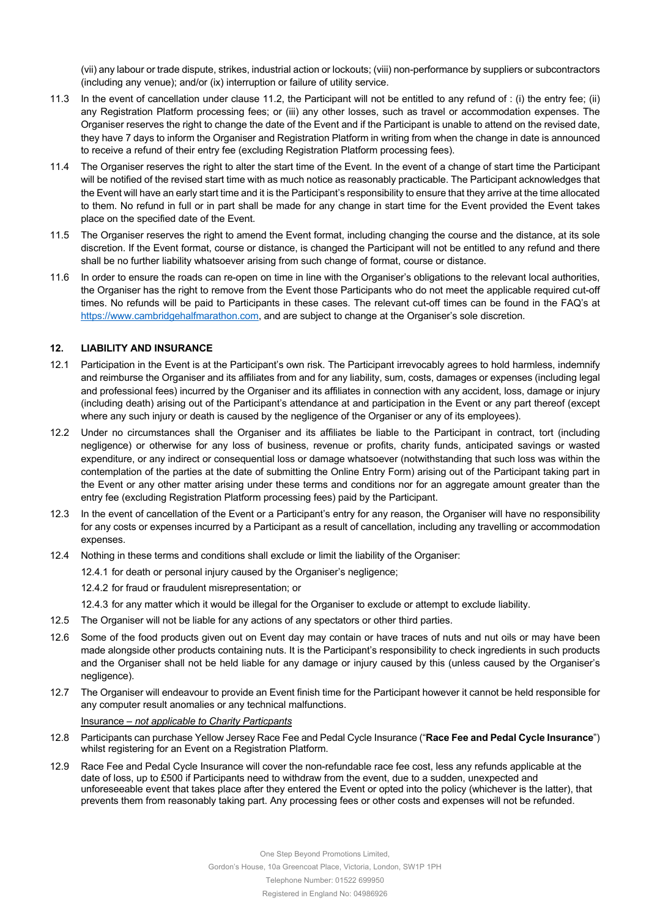(vii) any labour or trade dispute, strikes, industrial action or lockouts; (viii) non-performance by suppliers or subcontractors (including any venue); and/or (ix) interruption or failure of utility service.

11.3 In the event of cancellation under clause 11.2, the Participant will not be entitled to any refund of : (i) the entry fee; (ii) any Registration Platform processing fees; or (iii) any other losses, such as travel or accommodation expenses. The Organiser reserves the right to change the date of the Event and if the Participant is unable to attend on the revised date, they have 7 days to inform the Organiser and Registration Platform in writing from when the change in date is announced to receive a refund of their entry fee (excluding Registration Platform processing fees).

11.4 The Organiser reserves the right to alter the start time of the Event. In the event of a change of start time the Participant will be notified of the revised start time with as much notice as reasonably practicable. The Participant acknowledges that the Event will have an early start time and it is the Participant's responsibility to ensure that they arrive at the time allocated to them. No refund in full or in part shall be made for any change in start time for the Event provided the Event takes place on the specified date of the Event.

11.5 The Organiser reserves the right to amend the Event format, including changing the course and the distance, at its sole discretion. If the Event format, course or distance, is changed the Participant will not be entitled to any refund and there shall be no further liability whatsoever arising from such change of format, course or distance.

11.6 In order to ensure the roads can re-open on time in line with the Organiser's obligations to the relevant local authorities, the Organiser has the right to remove from the Event those Participants who do not meet the applicable required cut-off times. No refunds will be paid to Participants in these cases. The relevant cut-off times can be found in the FAQ's at https://www.cambridgehalfmarathon.com, and are subject to change at the Organiser's sole discretion.

## 12. LIABILITY AND INSURANCE

12.1 Participation in the Event is at the Participant's own risk. The Participant irrevocably agrees to hold harmless, indemnify and reimburse the Organiser and its affiliates from and for any liability, sum, costs, damages or expenses (including legal and professional fees) incurred by the Organiser and its affiliates in connection with any accident, loss, damage or injury (including death) arising out of the Participant's attendance at and participation in the Event or any part thereof (except where any such injury or death is caused by the negligence of the Organiser or any of its employees).

12.2 Under no circumstances shall the Organiser and its affiliates be liable to the Participant in contract, tort (including negligence) or otherwise for any loss of business, revenue or profits, charity funds, anticipated savings or wasted expenditure, or any indirect or consequential loss or damage whatsoever (notwithstanding that such loss was within the contemplation of the parties at the date of submitting the Online Entry Form) arising out of the Participant taking part in the Event or any other matter arising under these terms and conditions nor for an aggregate amount greater than the entry fee (excluding Registration Platform processing fees) paid by the Participant.

12.3 In the event of cancellation of the Event or a Participant's entry for any reason, the Organiser will have no responsibility for any costs or expenses incurred by a Participant as a result of cancellation, including any travelling or accommodation expenses.

12.4 Nothing in these terms and conditions shall exclude or limit the liability of the Organiser:

12.4.1 for death or personal injury caused by the Organiser's negligence;

12.4.2 for fraud or fraudulent misrepresentation; or

12.4.3 for any matter which it would be illegal for the Organiser to exclude or attempt to exclude liability.

12.5 The Organiser will not be liable for any actions of any spectators or other third parties.

12.6 Some of the food products given out on Event day may contain or have traces of nuts and nut oils or may have been made alongside other products containing nuts. It is the Participant's responsibility to check ingredients in such products and the Organiser shall not be held liable for any damage or injury caused by this (unless caused by the Organiser's negligence).

12.7 The Organiser will endeavour to provide an Event finish time for the Participant however it cannot be held responsible for any computer result anomalies or any technical malfunctions.

Insurance – *not applicable to Charity Particpants*

12.8 Participants can purchase Yellow Jersey Race Fee and Pedal Cycle Insurance ("**Race Fee and Pedal Cycle Insurance**") whilst registering for an Event on a Registration Platform.

12.9 Race Fee and Pedal Cycle Insurance will cover the non-refundable race fee cost, less any refunds applicable at the date of loss, up to £500 if Participants need to withdraw from the event, due to a sudden, unexpected and unforeseeable event that takes place after they entered the Event or opted into the policy (whichever is the latter), that prevents them from reasonably taking part. Any processing fees or other costs and expenses will not be refunded.

One Step Beyond Promotions Limited,
Gordon's House, 10a Greencoat Place, Victoria, London, SW1P 1PH
Telephone Number: 01522 699950
Registered in England No: 04986926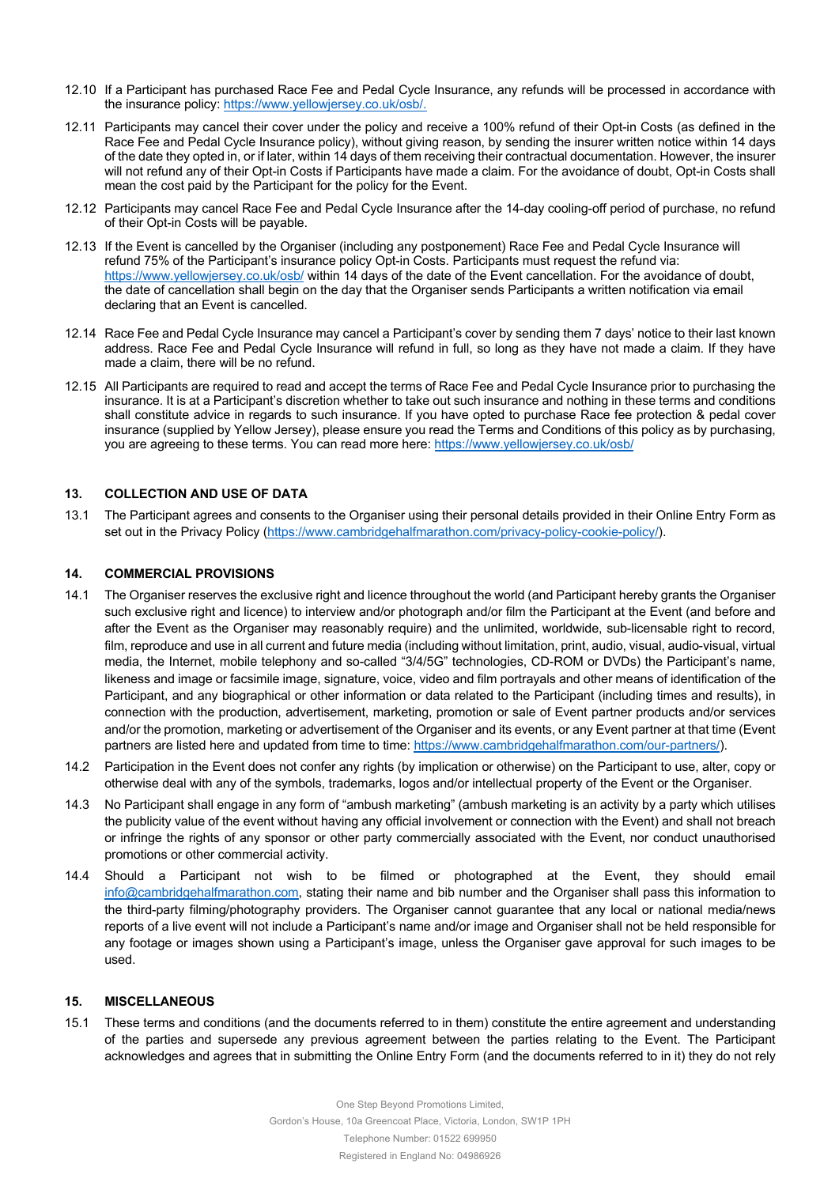12.10 If a Participant has purchased Race Fee and Pedal Cycle Insurance, any refunds will be processed in accordance with the insurance policy: https://www.yellowjersey.co.uk/osb/.

12.11 Participants may cancel their cover under the policy and receive a 100% refund of their Opt-in Costs (as defined in the Race Fee and Pedal Cycle Insurance policy), without giving reason, by sending the insurer written notice within 14 days of the date they opted in, or if later, within 14 days of them receiving their contractual documentation. However, the insurer will not refund any of their Opt-in Costs if Participants have made a claim. For the avoidance of doubt, Opt-in Costs shall mean the cost paid by the Participant for the policy for the Event.

12.12 Participants may cancel Race Fee and Pedal Cycle Insurance after the 14-day cooling-off period of purchase, no refund of their Opt-in Costs will be payable.

12.13 If the Event is cancelled by the Organiser (including any postponement) Race Fee and Pedal Cycle Insurance will refund 75% of the Participant's insurance policy Opt-in Costs. Participants must request the refund via: https://www.yellowjersey.co.uk/osb/ within 14 days of the date of the Event cancellation. For the avoidance of doubt, the date of cancellation shall begin on the day that the Organiser sends Participants a written notification via email declaring that an Event is cancelled.

12.14 Race Fee and Pedal Cycle Insurance may cancel a Participant's cover by sending them 7 days' notice to their last known address. Race Fee and Pedal Cycle Insurance will refund in full, so long as they have not made a claim. If they have made a claim, there will be no refund.

12.15 All Participants are required to read and accept the terms of Race Fee and Pedal Cycle Insurance prior to purchasing the insurance. It is at a Participant's discretion whether to take out such insurance and nothing in these terms and conditions shall constitute advice in regards to such insurance. If you have opted to purchase Race fee protection & pedal cover insurance (supplied by Yellow Jersey), please ensure you read the Terms and Conditions of this policy as by purchasing, you are agreeing to these terms. You can read more here: https://www.yellowjersey.co.uk/osb/

## 13. COLLECTION AND USE OF DATA

13.1 The Participant agrees and consents to the Organiser using their personal details provided in their Online Entry Form as set out in the Privacy Policy (https://www.cambridgehalfmarathon.com/privacy-policy-cookie-policy/).

## 14. COMMERCIAL PROVISIONS

14.1 The Organiser reserves the exclusive right and licence throughout the world (and Participant hereby grants the Organiser such exclusive right and licence) to interview and/or photograph and/or film the Participant at the Event (and before and after the Event as the Organiser may reasonably require) and the unlimited, worldwide, sub-licensable right to record, film, reproduce and use in all current and future media (including without limitation, print, audio, visual, audio-visual, virtual media, the Internet, mobile telephony and so-called "3/4/5G" technologies, CD-ROM or DVDs) the Participant's name, likeness and image or facsimile image, signature, voice, video and film portrayals and other means of identification of the Participant, and any biographical or other information or data related to the Participant (including times and results), in connection with the production, advertisement, marketing, promotion or sale of Event partner products and/or services and/or the promotion, marketing or advertisement of the Organiser and its events, or any Event partner at that time (Event partners are listed here and updated from time to time: https://www.cambridgehalfmarathon.com/our-partners/).

14.2 Participation in the Event does not confer any rights (by implication or otherwise) on the Participant to use, alter, copy or otherwise deal with any of the symbols, trademarks, logos and/or intellectual property of the Event or the Organiser.

14.3 No Participant shall engage in any form of "ambush marketing" (ambush marketing is an activity by a party which utilises the publicity value of the event without having any official involvement or connection with the Event) and shall not breach or infringe the rights of any sponsor or other party commercially associated with the Event, nor conduct unauthorised promotions or other commercial activity.

14.4 Should a Participant not wish to be filmed or photographed at the Event, they should email info@cambridgehalfmarathon.com, stating their name and bib number and the Organiser shall pass this information to the third-party filming/photography providers. The Organiser cannot guarantee that any local or national media/news reports of a live event will not include a Participant's name and/or image and Organiser shall not be held responsible for any footage or images shown using a Participant's image, unless the Organiser gave approval for such images to be used.

## 15. MISCELLANEOUS

15.1 These terms and conditions (and the documents referred to in them) constitute the entire agreement and understanding of the parties and supersede any previous agreement between the parties relating to the Event. The Participant acknowledges and agrees that in submitting the Online Entry Form (and the documents referred to in it) they do not rely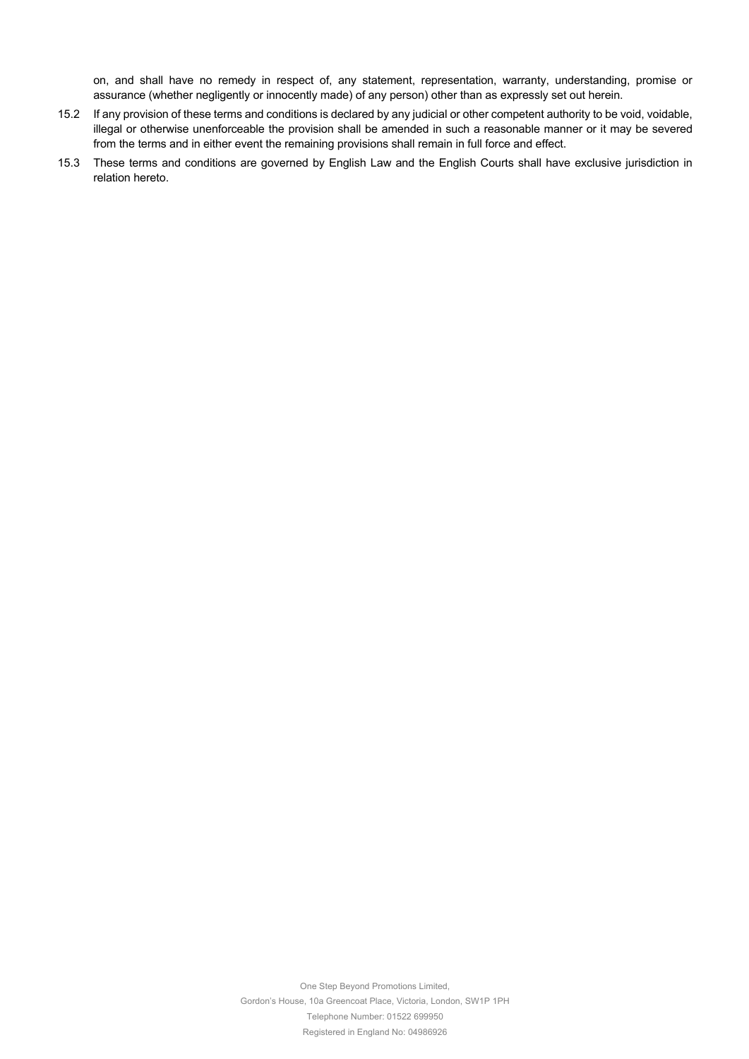on, and shall have no remedy in respect of, any statement, representation, warranty, understanding, promise or assurance (whether negligently or innocently made) of any person) other than as expressly set out herein.

15.2 If any provision of these terms and conditions is declared by any judicial or other competent authority to be void, voidable, illegal or otherwise unenforceable the provision shall be amended in such a reasonable manner or it may be severed from the terms and in either event the remaining provisions shall remain in full force and effect.

15.3 These terms and conditions are governed by English Law and the English Courts shall have exclusive jurisdiction in relation hereto.

One Step Beyond Promotions Limited,
Gordon's House, 10a Greencoat Place, Victoria, London, SW1P 1PH
Telephone Number: 01522 699950
Registered in England No: 04986926